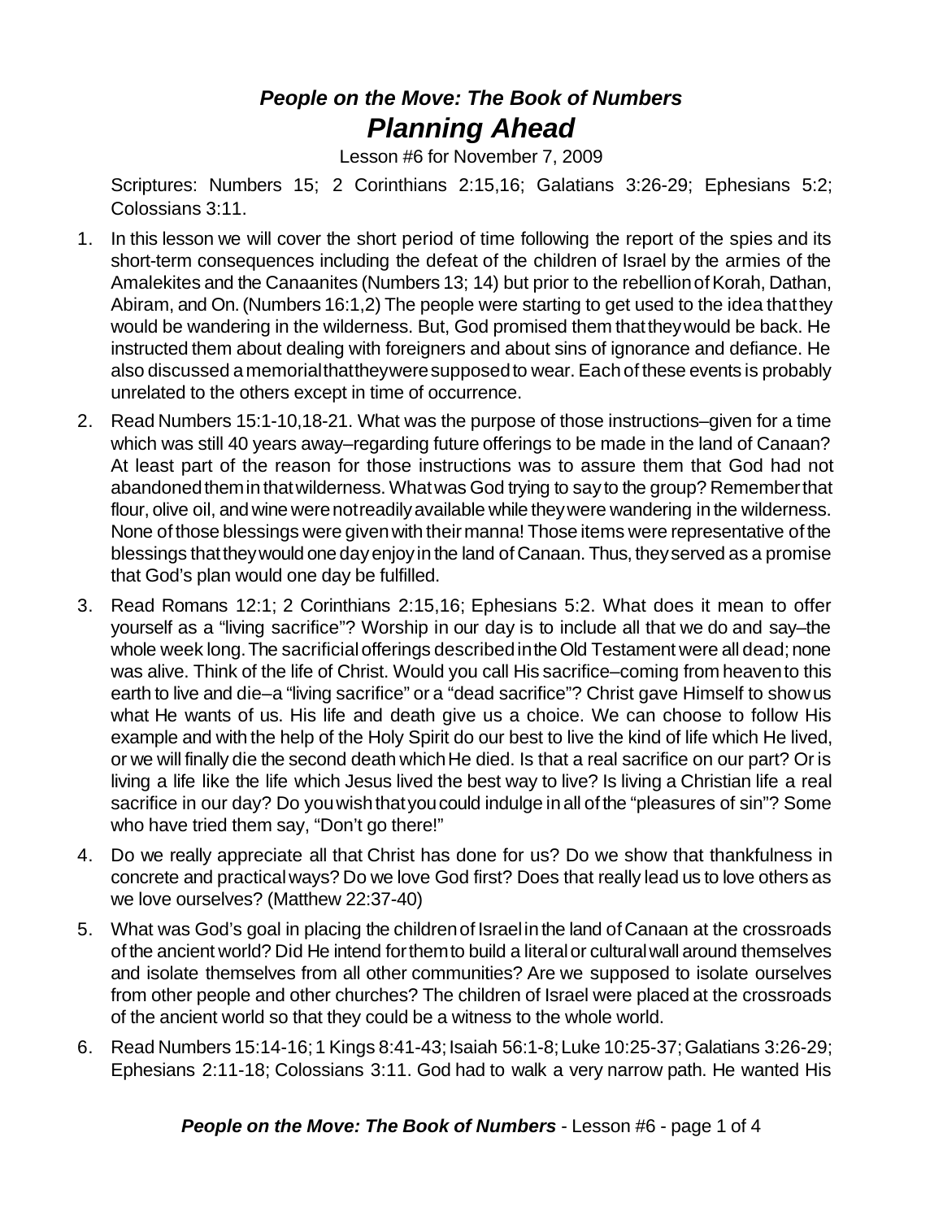# *People on the Move: The Book of Numbers*
# *Planning Ahead*

Lesson #6 for November 7, 2009

Scriptures: Numbers 15; 2 Corinthians 2:15,16; Galatians 3:26-29; Ephesians 5:2; Colossians 3:11.

1. In this lesson we will cover the short period of time following the report of the spies and its short-term consequences including the defeat of the children of Israel by the armies of the Amalekites and the Canaanites (Numbers 13; 14) but prior to the rebellion of Korah, Dathan, Abiram, and On. (Numbers 16:1,2) The people were starting to get used to the idea that they would be wandering in the wilderness. But, God promised them that they would be back. He instructed them about dealing with foreigners and about sins of ignorance and defiance. He also discussed a memorial that they were supposed to wear. Each of these events is probably unrelated to the others except in time of occurrence.
2. Read Numbers 15:1-10,18-21. What was the purpose of those instructions–given for a time which was still 40 years away–regarding future offerings to be made in the land of Canaan? At least part of the reason for those instructions was to assure them that God had not abandoned them in that wilderness. What was God trying to say to the group? Remember that flour, olive oil, and wine were not readily available while they were wandering in the wilderness. None of those blessings were given with their manna! Those items were representative of the blessings that they would one day enjoy in the land of Canaan. Thus, they served as a promise that God's plan would one day be fulfilled.
3. Read Romans 12:1; 2 Corinthians 2:15,16; Ephesians 5:2. What does it mean to offer yourself as a "living sacrifice"? Worship in our day is to include all that we do and say–the whole week long. The sacrificial offerings described in the Old Testament were all dead; none was alive. Think of the life of Christ. Would you call His sacrifice–coming from heaven to this earth to live and die–a "living sacrifice" or a "dead sacrifice"? Christ gave Himself to show us what He wants of us. His life and death give us a choice. We can choose to follow His example and with the help of the Holy Spirit do our best to live the kind of life which He lived, or we will finally die the second death which He died. Is that a real sacrifice on our part? Or is living a life like the life which Jesus lived the best way to live? Is living a Christian life a real sacrifice in our day? Do you wish that you could indulge in all of the "pleasures of sin"? Some who have tried them say, "Don't go there!"
4. Do we really appreciate all that Christ has done for us? Do we show that thankfulness in concrete and practical ways? Do we love God first? Does that really lead us to love others as we love ourselves? (Matthew 22:37-40)
5. What was God's goal in placing the children of Israel in the land of Canaan at the crossroads of the ancient world? Did He intend for them to build a literal or cultural wall around themselves and isolate themselves from all other communities? Are we supposed to isolate ourselves from other people and other churches? The children of Israel were placed at the crossroads of the ancient world so that they could be a witness to the whole world.
6. Read Numbers 15:14-16; 1 Kings 8:41-43; Isaiah 56:1-8; Luke 10:25-37; Galatians 3:26-29; Ephesians 2:11-18; Colossians 3:11. God had to walk a very narrow path. He wanted His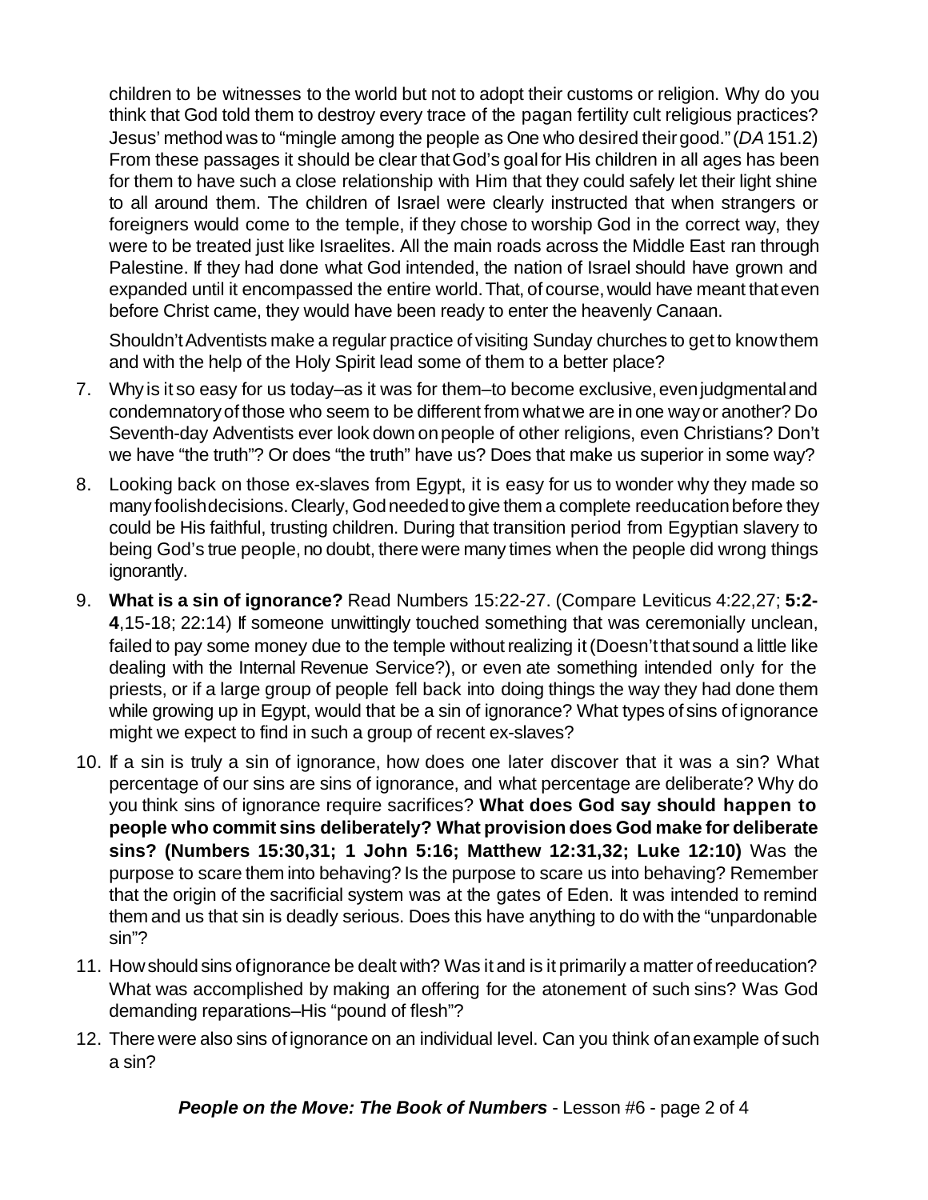children to be witnesses to the world but not to adopt their customs or religion. Why do you think that God told them to destroy every trace of the pagan fertility cult religious practices? Jesus' method was to "mingle among the people as One who desired their good." (*DA* 151.2) From these passages it should be clear that God's goal for His children in all ages has been for them to have such a close relationship with Him that they could safely let their light shine to all around them. The children of Israel were clearly instructed that when strangers or foreigners would come to the temple, if they chose to worship God in the correct way, they were to be treated just like Israelites. All the main roads across the Middle East ran through Palestine. If they had done what God intended, the nation of Israel should have grown and expanded until it encompassed the entire world. That, of course, would have meant that even before Christ came, they would have been ready to enter the heavenly Canaan.

Shouldn't Adventists make a regular practice of visiting Sunday churches to get to know them and with the help of the Holy Spirit lead some of them to a better place?

7. Why is it so easy for us today–as it was for them–to become exclusive, even judgmental and condemnatory of those who seem to be different from what we are in one way or another? Do Seventh-day Adventists ever look down on people of other religions, even Christians? Don't we have "the truth"? Or does "the truth" have us? Does that make us superior in some way?

8. Looking back on those ex-slaves from Egypt, it is easy for us to wonder why they made so many foolish decisions. Clearly, God needed to give them a complete reeducation before they could be His faithful, trusting children. During that transition period from Egyptian slavery to being God's true people, no doubt, there were many times when the people did wrong things ignorantly.

9. **What is a sin of ignorance?** Read Numbers 15:22-27. (Compare Leviticus 4:22,27; **5:2-4**,15-18; 22:14) If someone unwittingly touched something that was ceremonially unclean, failed to pay some money due to the temple without realizing it (Doesn't that sound a little like dealing with the Internal Revenue Service?), or even ate something intended only for the priests, or if a large group of people fell back into doing things the way they had done them while growing up in Egypt, would that be a sin of ignorance? What types of sins of ignorance might we expect to find in such a group of recent ex-slaves?

10. If a sin is truly a sin of ignorance, how does one later discover that it was a sin? What percentage of our sins are sins of ignorance, and what percentage are deliberate? Why do you think sins of ignorance require sacrifices? **What does God say should happen to people who commit sins deliberately? What provision does God make for deliberate sins? (Numbers 15:30,31; 1 John 5:16; Matthew 12:31,32; Luke 12:10)** Was the purpose to scare them into behaving? Is the purpose to scare us into behaving? Remember that the origin of the sacrificial system was at the gates of Eden. It was intended to remind them and us that sin is deadly serious. Does this have anything to do with the "unpardonable sin"?

11. How should sins of ignorance be dealt with? Was it and is it primarily a matter of reeducation? What was accomplished by making an offering for the atonement of such sins? Was God demanding reparations–His "pound of flesh"?

12. There were also sins of ignorance on an individual level. Can you think of an example of such a sin?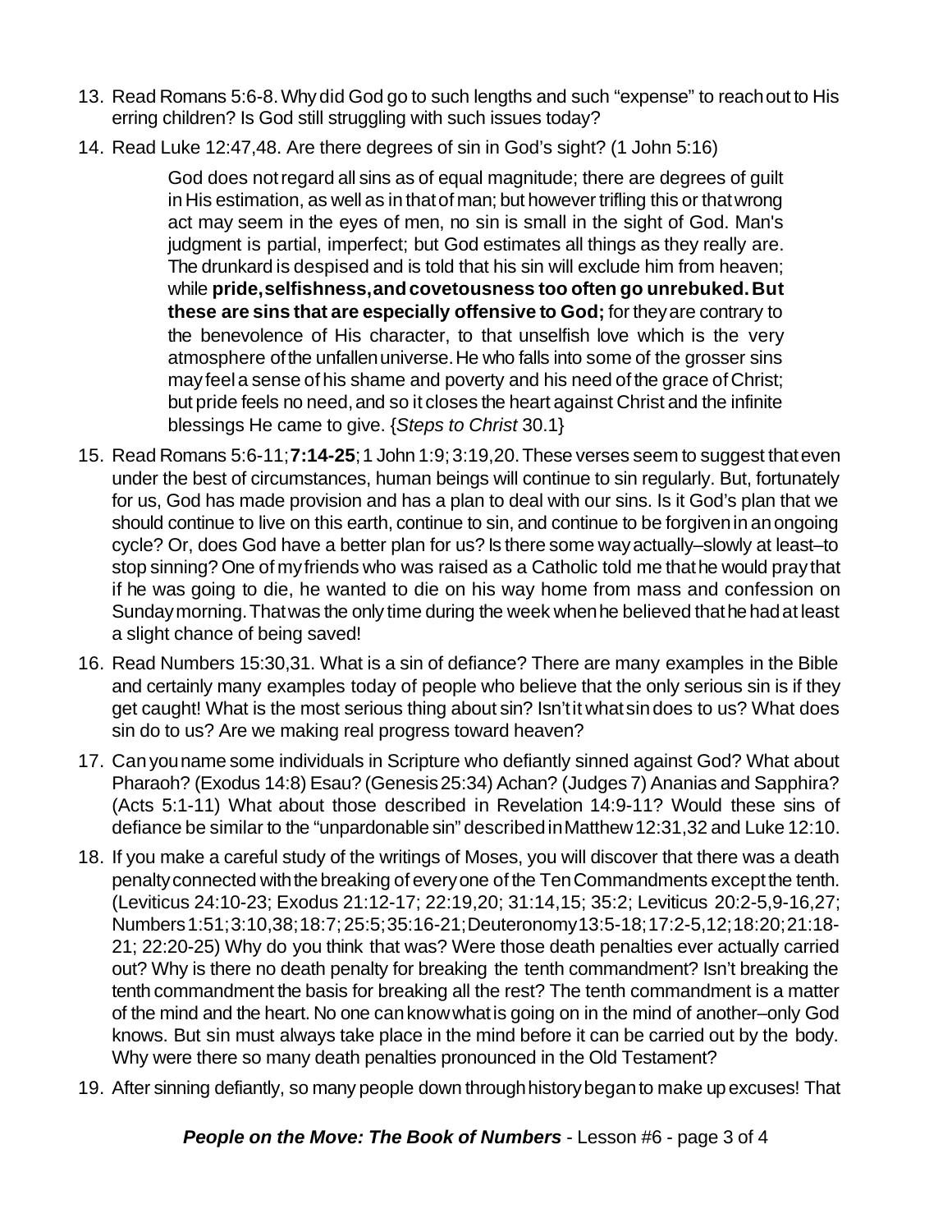13. Read Romans 5:6-8. Why did God go to such lengths and such "expense" to reach out to His erring children? Is God still struggling with such issues today?

14. Read Luke 12:47,48. Are there degrees of sin in God's sight? (1 John 5:16)

    > God does not regard all sins as of equal magnitude; there are degrees of guilt in His estimation, as well as in that of man; but however trifling this or that wrong act may seem in the eyes of men, no sin is small in the sight of God. Man's judgment is partial, imperfect; but God estimates all things as they really are. The drunkard is despised and is told that his sin will exclude him from heaven; while **pride, selfishness, and covetousness too often go unrebuked. But these are sins that are especially offensive to God;** for they are contrary to the benevolence of His character, to that unselfish love which is the very atmosphere of the unfallen universe. He who falls into some of the grosser sins may feel a sense of his shame and poverty and his need of the grace of Christ; but pride feels no need, and so it closes the heart against Christ and the infinite blessings He came to give. {*Steps to Christ* 30.1}

15. Read Romans 5:6-11; **7:14-25**; 1 John 1:9; 3:19,20. These verses seem to suggest that even under the best of circumstances, human beings will continue to sin regularly. But, fortunately for us, God has made provision and has a plan to deal with our sins. Is it God's plan that we should continue to live on this earth, continue to sin, and continue to be forgiven in an ongoing cycle? Or, does God have a better plan for us? Is there some way actually–slowly at least–to stop sinning? One of my friends who was raised as a Catholic told me that he would pray that if he was going to die, he wanted to die on his way home from mass and confession on Sunday morning. That was the only time during the week when he believed that he had at least a slight chance of being saved!

16. Read Numbers 15:30,31. What is a sin of defiance? There are many examples in the Bible and certainly many examples today of people who believe that the only serious sin is if they get caught! What is the most serious thing about sin? Isn't it what sin does to us? What does sin do to us? Are we making real progress toward heaven?

17. Can you name some individuals in Scripture who defiantly sinned against God? What about Pharaoh? (Exodus 14:8) Esau? (Genesis 25:34) Achan? (Judges 7) Ananias and Sapphira? (Acts 5:1-11) What about those described in Revelation 14:9-11? Would these sins of defiance be similar to the "unpardonable sin" described in Matthew 12:31,32 and Luke 12:10.

18. If you make a careful study of the writings of Moses, you will discover that there was a death penalty connected with the breaking of every one of the Ten Commandments except the tenth. (Leviticus 24:10-23; Exodus 21:12-17; 22:19,20; 31:14,15; 35:2; Leviticus 20:2-5,9-16,27; Numbers 1:51; 3:10,38; 18:7; 25:5; 35:16-21; Deuteronomy 13:5-18; 17:2-5,12; 18:20; 21:18-21; 22:20-25) Why do you think that was? Were those death penalties ever actually carried out? Why is there no death penalty for breaking the tenth commandment? Isn't breaking the tenth commandment the basis for breaking all the rest? The tenth commandment is a matter of the mind and the heart. No one can know what is going on in the mind of another–only God knows. But sin must always take place in the mind before it can be carried out by the body. Why were there so many death penalties pronounced in the Old Testament?

19. After sinning defiantly, so many people down through history began to make up excuses! That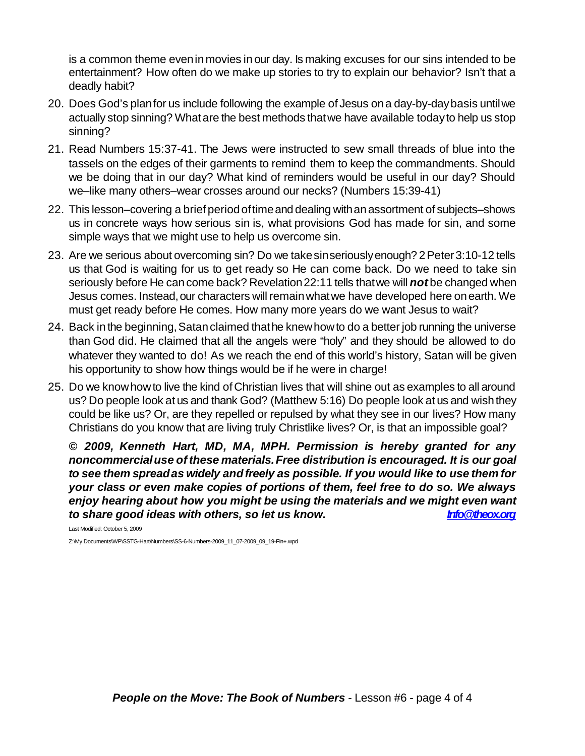is a common theme even in movies in our day. Is making excuses for our sins intended to be entertainment? How often do we make up stories to try to explain our behavior? Isn't that a deadly habit?

20. Does God's plan for us include following the example of Jesus on a day-by-day basis until we actually stop sinning? What are the best methods that we have available today to help us stop sinning?
21. Read Numbers 15:37-41. The Jews were instructed to sew small threads of blue into the tassels on the edges of their garments to remind them to keep the commandments. Should we be doing that in our day? What kind of reminders would be useful in our day? Should we–like many others–wear crosses around our necks? (Numbers 15:39-41)
22. This lesson–covering a brief period of time and dealing with an assortment of subjects–shows us in concrete ways how serious sin is, what provisions God has made for sin, and some simple ways that we might use to help us overcome sin.
23. Are we serious about overcoming sin? Do we take sin seriously enough? 2 Peter 3:10-12 tells us that God is waiting for us to get ready so He can come back. Do we need to take sin seriously before He can come back? Revelation 22:11 tells that we will ***not*** be changed when Jesus comes. Instead, our characters will remain what we have developed here on earth. We must get ready before He comes. How many more years do we want Jesus to wait?
24. Back in the beginning, Satan claimed that he knew how to do a better job running the universe than God did. He claimed that all the angels were "holy" and they should be allowed to do whatever they wanted to do! As we reach the end of this world's history, Satan will be given his opportunity to show how things would be if he were in charge!
25. Do we know how to live the kind of Christian lives that will shine out as examples to all around us? Do people look at us and thank God? (Matthew 5:16) Do people look at us and wish they could be like us? Or, are they repelled or repulsed by what they see in our lives? How many Christians do you know that are living truly Christlike lives? Or, is that an impossible goal?

***© 2009, Kenneth Hart, MD, MA, MPH. Permission is hereby granted for any noncommercial use of these materials. Free distribution is encouraged. It is our goal to see them spread as widely and freely as possible. If you would like to use them for your class or even make copies of portions of them, feel free to do so. We always enjoy hearing about how you might be using the materials and we might even want to share good ideas with others, so let us know.*** ***Info@theox.org***

Last Modified: October 5, 2009

Z:\My Documents\WP\SSTG-Hart\Numbers\SS-6-Numbers-2009_11_07-2009_09_19-Fin+.wpd